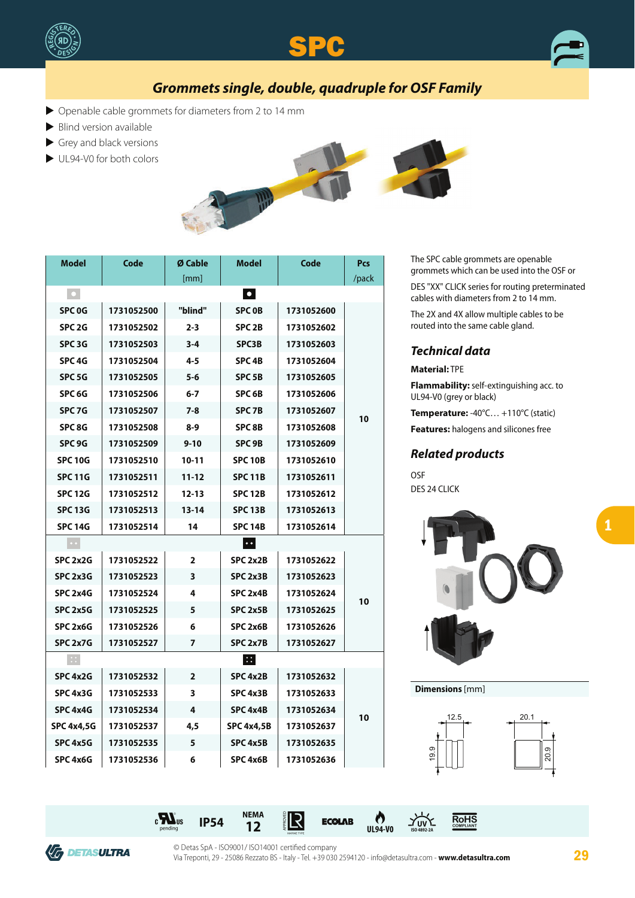# SPC

## Grommets single, double, quadruple for OSF Family

- Openable cable grommets for diameters from 2 to 14 mm
- Blind version available
- Grey and black versions
- UL94-V0 for both colors

| Model | Code | Ø Cable [mm] | Model | Code | Pcs /pack |
|---|---|---|---|---|---|
| ▫ | | | ▪ | | |
| SPC 0G | 1731052500 | "blind" | SPC 0B | 1731052600 | 10 |
| SPC 2G | 1731052502 | 2-3 | SPC 2B | 1731052602 | |
| SPC 3G | 1731052503 | 3-4 | SPC3B | 1731052603 | |
| SPC 4G | 1731052504 | 4-5 | SPC 4B | 1731052604 | |
| SPC 5G | 1731052505 | 5-6 | SPC 5B | 1731052605 | |
| SPC 6G | 1731052506 | 6-7 | SPC 6B | 1731052606 | |
| SPC 7G | 1731052507 | 7-8 | SPC 7B | 1731052607 | |
| SPC 8G | 1731052508 | 8-9 | SPC 8B | 1731052608 | |
| SPC 9G | 1731052509 | 9-10 | SPC 9B | 1731052609 | |
| SPC 10G | 1731052510 | 10-11 | SPC 10B | 1731052610 | |
| SPC 11G | 1731052511 | 11-12 | SPC 11B | 1731052611 | |
| SPC 12G | 1731052512 | 12-13 | SPC 12B | 1731052612 | |
| SPC 13G | 1731052513 | 13-14 | SPC 13B | 1731052613 | |
| SPC 14G | 1731052514 | 14 | SPC 14B | 1731052614 | |
| ▫▫ | | | ▪▪ | | |
| SPC 2x2G | 1731052522 | 2 | SPC 2x2B | 1731052622 | 10 |
| SPC 2x3G | 1731052523 | 3 | SPC 2x3B | 1731052623 | |
| SPC 2x4G | 1731052524 | 4 | SPC 2x4B | 1731052624 | |
| SPC 2x5G | 1731052525 | 5 | SPC 2x5B | 1731052625 | |
| SPC 2x6G | 1731052526 | 6 | SPC 2x6B | 1731052626 | |
| SPC 2x7G | 1731052527 | 7 | SPC 2x7B | 1731052627 | |
| ▫▫▫▫ | | | ▪▪▪▪ | | |
| SPC 4x2G | 1731052532 | 2 | SPC 4x2B | 1731052632 | 10 |
| SPC 4x3G | 1731052533 | 3 | SPC 4x3B | 1731052633 | |
| SPC 4x4G | 1731052534 | 4 | SPC 4x4B | 1731052634 | |
| SPC 4x4,5G | 1731052537 | 4,5 | SPC 4x4,5B | 1731052637 | |
| SPC 4x5G | 1731052535 | 5 | SPC 4x5B | 1731052635 | |
| SPC 4x6G | 1731052536 | 6 | SPC 4x6B | 1731052636 | |

The SPC cable grommets are openable grommets which can be used into the OSF or DES "XX" CLICK series for routing preterminated cables with diameters from 2 to 14 mm.

The 2X and 4X allow multiple cables to be routed into the same cable gland.

### Technical data

**Material:** TPE

**Flammability:** self-extinguishing acc. to UL94-V0 (grey or black)

**Temperature:** -40°C… +110°C (static)

**Features:** halogens and silicones free

### Related products

OSF

DES 24 CLICK

**Dimensions** [mm]

12.5 / 19.9 — 20.1 / 20.9

cULus pending · IP54 · NEMA 12 · ECOLAB · UL94-V0 · UV ISO 4892-2A · RoHS COMPLIANT

© Detas SpA - ISO9001/ ISO14001 certified company
Via Treponti, 29 - 25086 Rezzato BS - Italy - Tel. +39 030 2594120 - info@detasultra.com - **www.detasultra.com**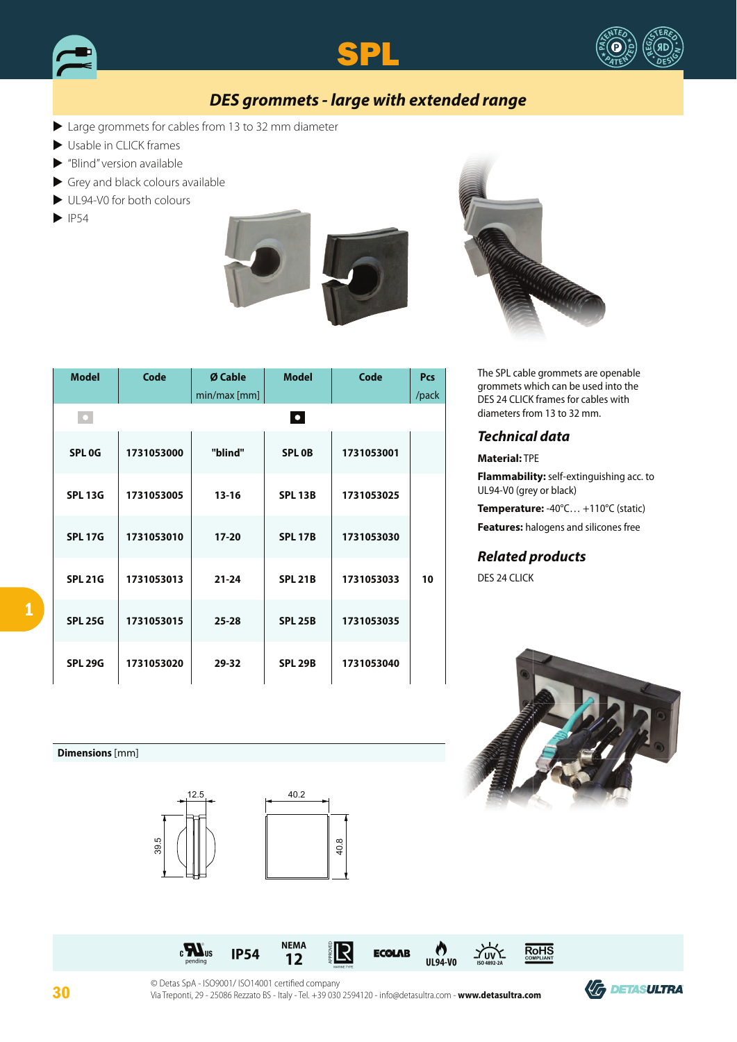# SPL

## DES grommets - large with extended range

- Large grommets for cables from 13 to 32 mm diameter
- Usable in CLICK frames
- "Blind" version available
- Grey and black colours available
- UL94-V0 for both colours
- IP54

| Model | Code | Ø Cable min/max [mm] | Model | Code | Pcs /pack |
|---|---|---|---|---|---|
| ▫ (grey) | | | ▪ (black) | | |
| SPL 0G | 1731053000 | "blind" | SPL 0B | 1731053001 | |
| SPL 13G | 1731053005 | 13-16 | SPL 13B | 1731053025 | |
| SPL 17G | 1731053010 | 17-20 | SPL 17B | 1731053030 | |
| SPL 21G | 1731053013 | 21-24 | SPL 21B | 1731053033 | 10 |
| SPL 25G | 1731053015 | 25-28 | SPL 25B | 1731053035 | |
| SPL 29G | 1731053020 | 29-32 | SPL 29B | 1731053040 | |

The SPL cable grommets are openable grommets which can be used into the DES 24 CLICK frames for cables with diameters from 13 to 32 mm.

### Technical data

**Material:** TPE

**Flammability:** self-extinguishing acc. to UL94-V0 (grey or black)

**Temperature:** -40°C… +110°C (static)

**Features:** halogens and silicones free

### Related products

DES 24 CLICK

**Dimensions** [mm]

12.5

39.5

40.2

40.8

cULus pending | IP54 | NEMA 12 | APPROVED LR | ECOLAB | UL94-V0 | UV ISO 4892-2A | RoHS COMPLIANT

© Detas SpA - ISO9001/ ISO14001 certified company
Via Treponti, 29 - 25086 Rezzato BS - Italy - Tel. +39 030 2594120 - info@detasultra.com - **www.detasultra.com**

DETASULTRA